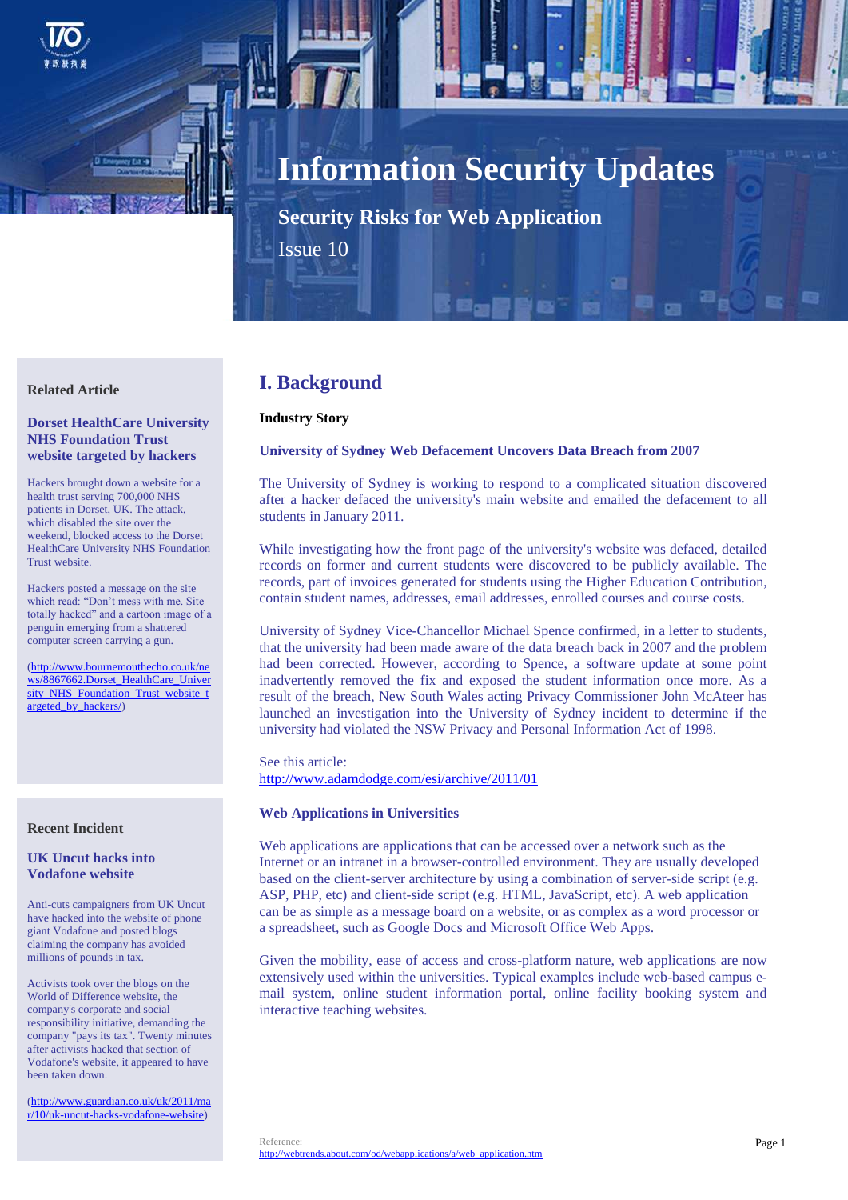# Information Security Updates

## Security Risks for Web Application

Issue 10

## I. Background

**Industry Story**

### University of Sydney Web Defacement Uncovers Data Breach from 2007

The University of Sydney is working to respond to a complicated situation discovered after a hacker defaced the university's main website and emailed the defacement to all students in January 2011.

While investigating how the front page of the university's website was defaced, detailed records on former and current students were discovered to be publicly available. The records, part of invoices generated for students using the Higher Education Contribution, contain student names, addresses, email addresses, enrolled courses and course costs.

University of Sydney Vice-Chancellor Michael Spence confirmed, in a letter to students, that the university had been made aware of the data breach back in 2007 and the problem had been corrected. However, according to Spence, a software update at some point inadvertently removed the fix and exposed the student information once more. As a result of the breach, New South Wales acting Privacy Commissioner John McAteer has launched an investigation into the University of Sydney incident to determine if the university had violated the NSW Privacy and Personal Information Act of 1998.

See this article:
http://www.adamdodge.com/esi/archive/2011/01

### Web Applications in Universities

Web applications are applications that can be accessed over a network such as the Internet or an intranet in a browser-controlled environment. They are usually developed based on the client-server architecture by using a combination of server-side script (e.g. ASP, PHP, etc) and client-side script (e.g. HTML, JavaScript, etc). A web application can be as simple as a message board on a website, or as complex as a word processor or a spreadsheet, such as Google Docs and Microsoft Office Web Apps.

Given the mobility, ease of access and cross-platform nature, web applications are now extensively used within the universities. Typical examples include web-based campus e-mail system, online student information portal, online facility booking system and interactive teaching websites.

Reference:
http://webtrends.about.com/od/webapplications/a/web_application.htm

---

**Related Article**

### Dorset HealthCare University NHS Foundation Trust website targeted by hackers

Hackers brought down a website for a health trust serving 700,000 NHS patients in Dorset, UK. The attack, which disabled the site over the weekend, blocked access to the Dorset HealthCare University NHS Foundation Trust website.

Hackers posted a message on the site which read: "Don't mess with me. Site totally hacked" and a cartoon image of a penguin emerging from a shattered computer screen carrying a gun.

(http://www.bournemouthecho.co.uk/news/8867662.Dorset_HealthCare_University_NHS_Foundation_Trust_website_targeted_by_hackers/)

---

**Recent Incident**

### UK Uncut hacks into Vodafone website

Anti-cuts campaigners from UK Uncut have hacked into the website of phone giant Vodafone and posted blogs claiming the company has avoided millions of pounds in tax.

Activists took over the blogs on the World of Difference website, the company's corporate and social responsibility initiative, demanding the company "pays its tax". Twenty minutes after activists hacked that section of Vodafone's website, it appeared to have been taken down.

(http://www.guardian.co.uk/uk/2011/mar/10/uk-uncut-hacks-vodafone-website)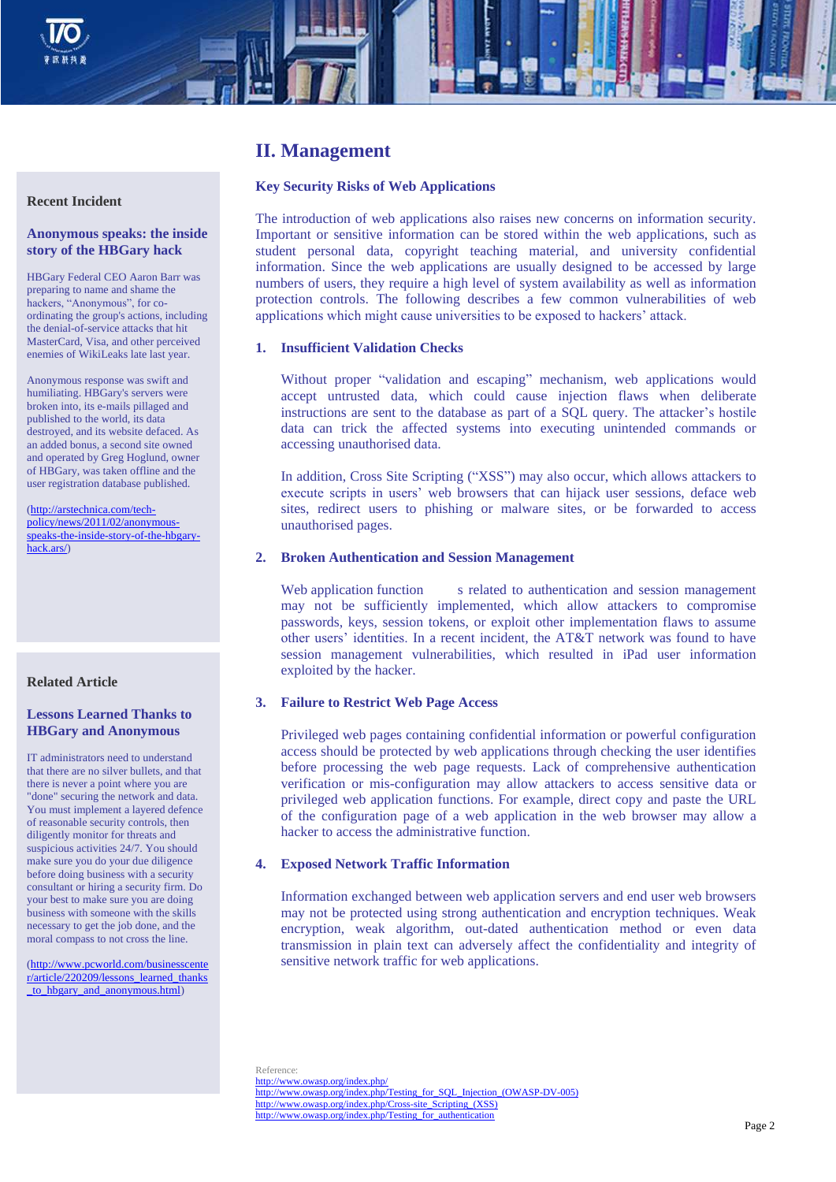## II. Management

### Key Security Risks of Web Applications

The introduction of web applications also raises new concerns on information security. Important or sensitive information can be stored within the web applications, such as student personal data, copyright teaching material, and university confidential information. Since the web applications are usually designed to be accessed by large numbers of users, they require a high level of system availability as well as information protection controls. The following describes a few common vulnerabilities of web applications which might cause universities to be exposed to hackers' attack.

**1. Insufficient Validation Checks**

Without proper "validation and escaping" mechanism, web applications would accept untrusted data, which could cause injection flaws when deliberate instructions are sent to the database as part of a SQL query. The attacker's hostile data can trick the affected systems into executing unintended commands or accessing unauthorised data.

In addition, Cross Site Scripting ("XSS") may also occur, which allows attackers to execute scripts in users' web browsers that can hijack user sessions, deface web sites, redirect users to phishing or malware sites, or be forwarded to access unauthorised pages.

**2. Broken Authentication and Session Management**

Web application functions related to authentication and session management may not be sufficiently implemented, which allow attackers to compromise passwords, keys, session tokens, or exploit other implementation flaws to assume other users' identities. In a recent incident, the AT&T network was found to have session management vulnerabilities, which resulted in iPad user information exploited by the hacker.

**3. Failure to Restrict Web Page Access**

Privileged web pages containing confidential information or powerful configuration access should be protected by web applications through checking the user identifies before processing the web page requests. Lack of comprehensive authentication verification or mis-configuration may allow attackers to access sensitive data or privileged web application functions. For example, direct copy and paste the URL of the configuration page of a web application in the web browser may allow a hacker to access the administrative function.

**4. Exposed Network Traffic Information**

Information exchanged between web application servers and end user web browsers may not be protected using strong authentication and encryption techniques. Weak encryption, weak algorithm, out-dated authentication method or even data transmission in plain text can adversely affect the confidentiality and integrity of sensitive network traffic for web applications.

Reference:
http://www.owasp.org/index.php/
http://www.owasp.org/index.php/Testing_for_SQL_Injection_(OWASP-DV-005)
http://www.owasp.org/index.php/Cross-site_Scripting_(XSS)
http://www.owasp.org/index.php/Testing_for_authentication

### Recent Incident

**Anonymous speaks: the inside story of the HBGary hack**

HBGary Federal CEO Aaron Barr was preparing to name and shame the hackers, "Anonymous", for co-ordinating the group's actions, including the denial-of-service attacks that hit MasterCard, Visa, and other perceived enemies of WikiLeaks late last year.

Anonymous response was swift and humiliating. HBGary's servers were broken into, its e-mails pillaged and published to the world, its data destroyed, and its website defaced. As an added bonus, a second site owned and operated by Greg Hoglund, owner of HBGary, was taken offline and the user registration database published.

(http://arstechnica.com/tech-policy/news/2011/02/anonymous-speaks-the-inside-story-of-the-hbgary-hack.ars/)

### Related Article

**Lessons Learned Thanks to HBGary and Anonymous**

IT administrators need to understand that there are no silver bullets, and that there is never a point where you are "done" securing the network and data. You must implement a layered defence of reasonable security controls, then diligently monitor for threats and suspicious activities 24/7. You should make sure you do your due diligence before doing business with a security consultant or hiring a security firm. Do your best to make sure you are doing business with someone with the skills necessary to get the job done, and the moral compass to not cross the line.

(http://www.pcworld.com/businesscenter/article/220209/lessons_learned_thanks_to_hbgary_and_anonymous.html)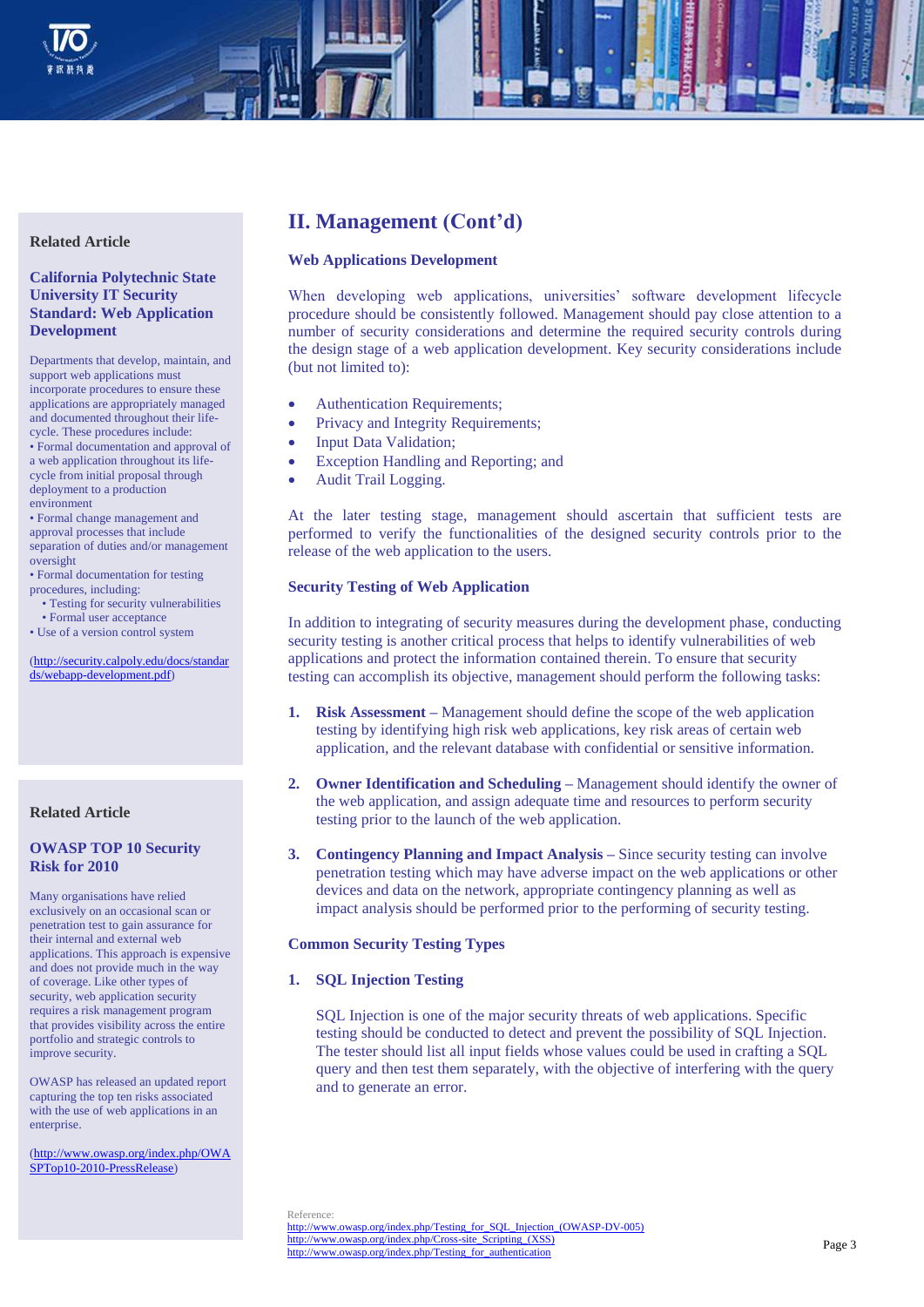## II. Management (Cont'd)

### Web Applications Development

When developing web applications, universities' software development lifecycle procedure should be consistently followed. Management should pay close attention to a number of security considerations and determine the required security controls during the design stage of a web application development. Key security considerations include (but not limited to):

- Authentication Requirements;
- Privacy and Integrity Requirements;
- Input Data Validation;
- Exception Handling and Reporting; and
- Audit Trail Logging.

At the later testing stage, management should ascertain that sufficient tests are performed to verify the functionalities of the designed security controls prior to the release of the web application to the users.

### Security Testing of Web Application

In addition to integrating of security measures during the development phase, conducting security testing is another critical process that helps to identify vulnerabilities of web applications and protect the information contained therein. To ensure that security testing can accomplish its objective, management should perform the following tasks:

1. **Risk Assessment** – Management should define the scope of the web application testing by identifying high risk web applications, key risk areas of certain web application, and the relevant database with confidential or sensitive information.

2. **Owner Identification and Scheduling** – Management should identify the owner of the web application, and assign adequate time and resources to perform security testing prior to the launch of the web application.

3. **Contingency Planning and Impact Analysis** – Since security testing can involve penetration testing which may have adverse impact on the web applications or other devices and data on the network, appropriate contingency planning as well as impact analysis should be performed prior to the performing of security testing.

### Common Security Testing Types

1. **SQL Injection Testing**

   SQL Injection is one of the major security threats of web applications. Specific testing should be conducted to detect and prevent the possibility of SQL Injection. The tester should list all input fields whose values could be used in crafting a SQL query and then test them separately, with the objective of interfering with the query and to generate an error.

Reference:
http://www.owasp.org/index.php/Testing_for_SQL_Injection_(OWASP-DV-005)
http://www.owasp.org/index.php/Cross-site_Scripting_(XSS)
http://www.owasp.org/index.php/Testing_for_authentication

---

**Related Article**

**California Polytechnic State University IT Security Standard: Web Application Development**

Departments that develop, maintain, and support web applications must incorporate procedures to ensure these applications are appropriately managed and documented throughout their life-cycle. These procedures include:

- Formal documentation and approval of a web application throughout its life-cycle from initial proposal through deployment to a production environment
- Formal change management and approval processes that include separation of duties and/or management oversight
- Formal documentation for testing procedures, including:
  - Testing for security vulnerabilities
  - Formal user acceptance
- Use of a version control system

(http://security.calpoly.edu/docs/standards/webapp-development.pdf)

---

**Related Article**

**OWASP TOP 10 Security Risk for 2010**

Many organisations have relied exclusively on an occasional scan or penetration test to gain assurance for their internal and external web applications. This approach is expensive and does not provide much in the way of coverage. Like other types of security, web application security requires a risk management program that provides visibility across the entire portfolio and strategic controls to improve security.

OWASP has released an updated report capturing the top ten risks associated with the use of web applications in an enterprise.

(http://www.owasp.org/index.php/OWASPTop10-2010-PressRelease)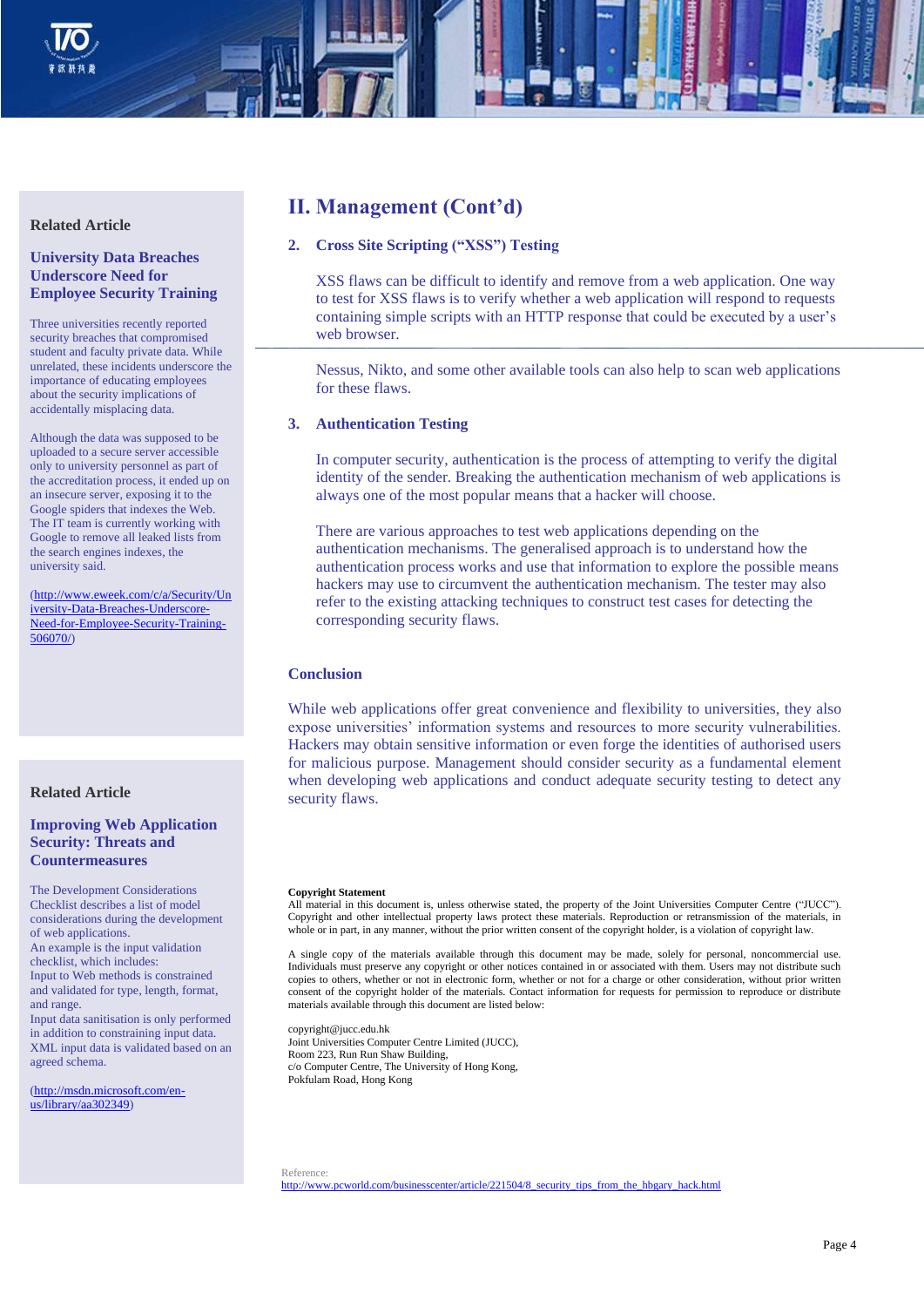## II. Management (Cont'd)

### 2. Cross Site Scripting ("XSS") Testing

XSS flaws can be difficult to identify and remove from a web application. One way to test for XSS flaws is to verify whether a web application will respond to requests containing simple scripts with an HTTP response that could be executed by a user's web browser.

Nessus, Nikto, and some other available tools can also help to scan web applications for these flaws.

### 3. Authentication Testing

In computer security, authentication is the process of attempting to verify the digital identity of the sender. Breaking the authentication mechanism of web applications is always one of the most popular means that a hacker will choose.

There are various approaches to test web applications depending on the authentication mechanisms. The generalised approach is to understand how the authentication process works and use that information to explore the possible means hackers may use to circumvent the authentication mechanism. The tester may also refer to the existing attacking techniques to construct test cases for detecting the corresponding security flaws.

### Conclusion

While web applications offer great convenience and flexibility to universities, they also expose universities' information systems and resources to more security vulnerabilities. Hackers may obtain sensitive information or even forge the identities of authorised users for malicious purpose. Management should consider security as a fundamental element when developing web applications and conduct adequate security testing to detect any security flaws.

**Copyright Statement**

All material in this document is, unless otherwise stated, the property of the Joint Universities Computer Centre ("JUCC"). Copyright and other intellectual property laws protect these materials. Reproduction or retransmission of the materials, in whole or in part, in any manner, without the prior written consent of the copyright holder, is a violation of copyright law.

A single copy of the materials available through this document may be made, solely for personal, noncommercial use. Individuals must preserve any copyright or other notices contained in or associated with them. Users may not distribute such copies to others, whether or not in electronic form, whether or not for a charge or other consideration, without prior written consent of the copyright holder of the materials. Contact information for requests for permission to reproduce or distribute materials available through this document are listed below:

copyright@jucc.edu.hk
Joint Universities Computer Centre Limited (JUCC),
Room 223, Run Run Shaw Building,
c/o Computer Centre, The University of Hong Kong,
Pokfulam Road, Hong Kong

Reference:
http://www.pcworld.com/businesscenter/article/221504/8_security_tips_from_the_hbgary_hack.html

---

**Related Article**

**University Data Breaches Underscore Need for Employee Security Training**

Three universities recently reported security breaches that compromised student and faculty private data. While unrelated, these incidents underscore the importance of educating employees about the security implications of accidentally misplacing data.

Although the data was supposed to be uploaded to a secure server accessible only to university personnel as part of the accreditation process, it ended up on an insecure server, exposing it to the Google spiders that indexes the Web. The IT team is currently working with Google to remove all leaked lists from the search engines indexes, the university said.

(http://www.eweek.com/c/a/Security/University-Data-Breaches-Underscore-Need-for-Employee-Security-Training-506070/)

---

**Related Article**

**Improving Web Application Security: Threats and Countermeasures**

The Development Considerations Checklist describes a list of model considerations during the development of web applications.
An example is the input validation checklist, which includes:
Input to Web methods is constrained and validated for type, length, format, and range.
Input data sanitisation is only performed in addition to constraining input data.
XML input data is validated based on an agreed schema.

(http://msdn.microsoft.com/en-us/library/aa302349)